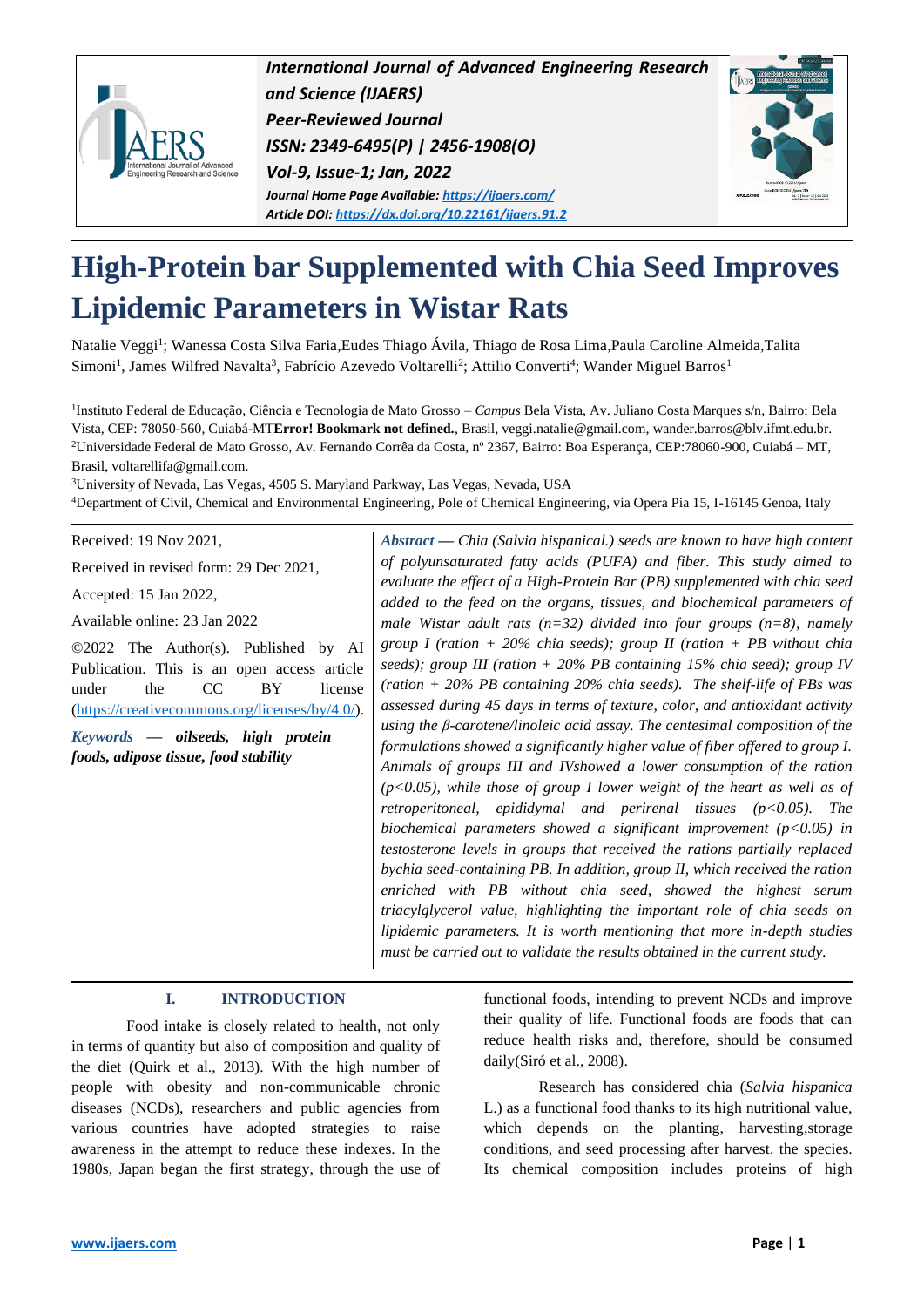# High-Protein bar Supplemented with Chia Seed Improves Lipidemic Parameters in Wistar Rats

Natalie Veggi[1]; Wanessa Costa Silva Faria,Eudes Thiago Ávila, Thiago de Rosa Lima,Paula Caroline Almeida,Talita Simoni[1], James Wilfred Navalta[3], Fabrício Azevedo Voltarelli[2]; Attilio Converti[4]; Wander Miguel Barros[1]

[1]Instituto Federal de Educação, Ciência e Tecnologia de Mato Grosso – *Campus* Bela Vista, Av. Juliano Costa Marques s/n, Bairro: Bela Vista, CEP: 78050-560, Cuiabá-MT**Error! Bookmark not defined.**, Brasil, veggi.natalie@gmail.com, wander.barros@blv.ifmt.edu.br.
[2]Universidade Federal de Mato Grosso, Av. Fernando Corrêa da Costa, nº 2367, Bairro: Boa Esperança, CEP:78060-900, Cuiabá – MT, Brasil, voltarellifa@gmail.com.
[3]University of Nevada, Las Vegas, 4505 S. Maryland Parkway, Las Vegas, Nevada, USA
[4]Department of Civil, Chemical and Environmental Engineering, Pole of Chemical Engineering, via Opera Pia 15, I-16145 Genoa, Italy

Received: 19 Nov 2021,

Received in revised form: 29 Dec 2021,

Accepted: 15 Jan 2022,

Available online: 23 Jan 2022

©2022 The Author(s). Published by AI Publication. This is an open access article under the CC BY license (https://creativecommons.org/licenses/by/4.0/).

***Keywords* — oilseeds, high protein foods, adipose tissue, food stability**

***Abstract* — Chia (Salvia hispanical.) seeds are known to have high content of polyunsaturated fatty acids (PUFA) and fiber. This study aimed to evaluate the effect of a High-Protein Bar (PB) supplemented with chia seed added to the feed on the organs, tissues, and biochemical parameters of male Wistar adult rats (n=32) divided into four groups (n=8), namely group I (ration + 20% chia seeds); group II (ration + PB without chia seeds); group III (ration + 20% PB containing 15% chia seed); group IV (ration + 20% PB containing 20% chia seeds). The shelf-life of PBs was assessed during 45 days in terms of texture, color, and antioxidant activity using the β-carotene/linoleic acid assay. The centesimal composition of the formulations showed a significantly higher value of fiber offered to group I. Animals of groups III and IVshowed a lower consumption of the ration (p<0.05), while those of group I lower weight of the heart as well as of retroperitoneal, epididymal and perirenal tissues (p<0.05). The biochemical parameters showed a significant improvement (p<0.05) in testosterone levels in groups that received the rations partially replaced bychia seed-containing PB. In addition, group II, which received the ration enriched with PB without chia seed, showed the highest serum triacylglycerol value, highlighting the important role of chia seeds on lipidemic parameters. It is worth mentioning that more in-depth studies must be carried out to validate the results obtained in the current study.***

## I. INTRODUCTION

Food intake is closely related to health, not only in terms of quantity but also of composition and quality of the diet (Quirk et al., 2013). With the high number of people with obesity and non-communicable chronic diseases (NCDs), researchers and public agencies from various countries have adopted strategies to raise awareness in the attempt to reduce these indexes. In the 1980s, Japan began the first strategy, through the use of functional foods, intending to prevent NCDs and improve their quality of life. Functional foods are foods that can reduce health risks and, therefore, should be consumed daily(Siró et al., 2008).

Research has considered chia (*Salvia hispanica* L.) as a functional food thanks to its high nutritional value, which depends on the planting, harvesting,storage conditions, and seed processing after harvest. the species. Its chemical composition includes proteins of high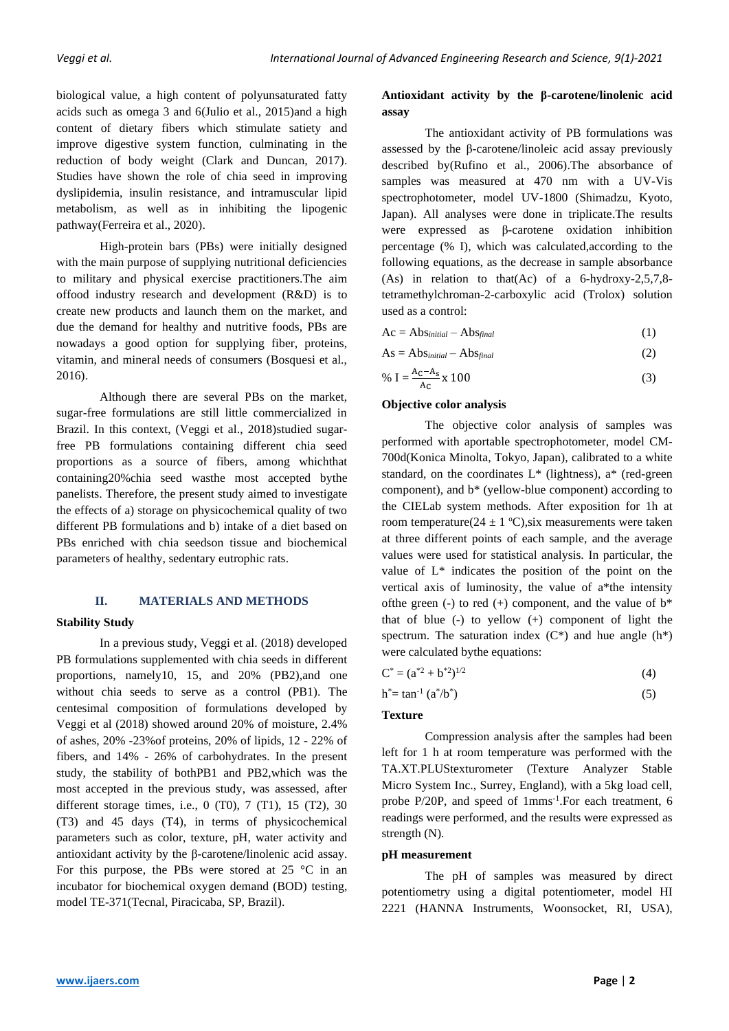biological value, a high content of polyunsaturated fatty acids such as omega 3 and 6(Julio et al., 2015)and a high content of dietary fibers which stimulate satiety and improve digestive system function, culminating in the reduction of body weight (Clark and Duncan, 2017). Studies have shown the role of chia seed in improving dyslipidemia, insulin resistance, and intramuscular lipid metabolism, as well as in inhibiting the lipogenic pathway(Ferreira et al., 2020).

High-protein bars (PBs) were initially designed with the main purpose of supplying nutritional deficiencies to military and physical exercise practitioners.The aim offood industry research and development (R&D) is to create new products and launch them on the market, and due the demand for healthy and nutritive foods, PBs are nowadays a good option for supplying fiber, proteins, vitamin, and mineral needs of consumers (Bosquesi et al., 2016).

Although there are several PBs on the market, sugar-free formulations are still little commercialized in Brazil. In this context, (Veggi et al., 2018)studied sugar-free PB formulations containing different chia seed proportions as a source of fibers, among whichthat containing20%chia seed wasthe most accepted bythe panelists. Therefore, the present study aimed to investigate the effects of a) storage on physicochemical quality of two different PB formulations and b) intake of a diet based on PBs enriched with chia seedson tissue and biochemical parameters of healthy, sedentary eutrophic rats.

## II. MATERIALS AND METHODS

### Stability Study

In a previous study, Veggi et al. (2018) developed PB formulations supplemented with chia seeds in different proportions, namely10, 15, and 20% (PB2),and one without chia seeds to serve as a control (PB1). The centesimal composition of formulations developed by Veggi et al (2018) showed around 20% of moisture, 2.4% of ashes, 20% -23%of proteins, 20% of lipids, 12 - 22% of fibers, and 14% - 26% of carbohydrates. In the present study, the stability of bothPB1 and PB2,which was the most accepted in the previous study, was assessed, after different storage times, i.e., 0 (T0), 7 (T1), 15 (T2), 30 (T3) and 45 days (T4), in terms of physicochemical parameters such as color, texture, pH, water activity and antioxidant activity by the β-carotene/linolenic acid assay. For this purpose, the PBs were stored at 25 °C in an incubator for biochemical oxygen demand (BOD) testing, model TE-371(Tecnal, Piracicaba, SP, Brazil).

### Antioxidant activity by the β-carotene/linolenic acid assay

The antioxidant activity of PB formulations was assessed by the β-carotene/linoleic acid assay previously described by(Rufino et al., 2006).The absorbance of samples was measured at 470 nm with a UV-Vis spectrophotometer, model UV-1800 (Shimadzu, Kyoto, Japan). All analyses were done in triplicate.The results were expressed as β-carotene oxidation inhibition percentage (% I), which was calculated,according to the following equations, as the decrease in sample absorbance (As) in relation to that(Ac) of a 6-hydroxy-2,5,7,8-tetramethylchroman-2-carboxylic acid (Trolox) solution used as a control:

$$Ac = Abs_{initial} - Abs_{final} \quad (1)$$

$$As = Abs_{initial} - Abs_{final} \quad (2)$$

$$\%\,I = \frac{A_C - A_S}{A_C} \times 100 \quad (3)$$

### Objective color analysis

The objective color analysis of samples was performed with aportable spectrophotometer, model CM-700d(Konica Minolta, Tokyo, Japan), calibrated to a white standard, on the coordinates L* (lightness), a* (red-green component), and b* (yellow-blue component) according to the CIELab system methods. After exposition for 1h at room temperature($24 \pm 1$ ºC),six measurements were taken at three different points of each sample, and the average values were used for statistical analysis. In particular, the value of L* indicates the position of the point on the vertical axis of luminosity, the value of a*the intensity ofthe green (-) to red (+) component, and the value of b* that of blue (-) to yellow (+) component of light the spectrum. The saturation index (C*) and hue angle (h*) were calculated bythe equations:

$$C^* = (a^{*2} + b^{*2})^{1/2} \quad (4)$$

$$h^* = \tan^{-1}(a^*/b^*) \quad (5)$$

### Texture

Compression analysis after the samples had been left for 1 h at room temperature was performed with the TA.XT.PLUSTexturometer (Texture Analyzer Stable Micro System Inc., Surrey, England), with a 5kg load cell, probe P/20P, and speed of 1mms$^{-1}$.For each treatment, 6 readings were performed, and the results were expressed as strength (N).

### pH measurement

The pH of samples was measured by direct potentiometry using a digital potentiometer, model HI 2221 (HANNA Instruments, Woonsocket, RI, USA),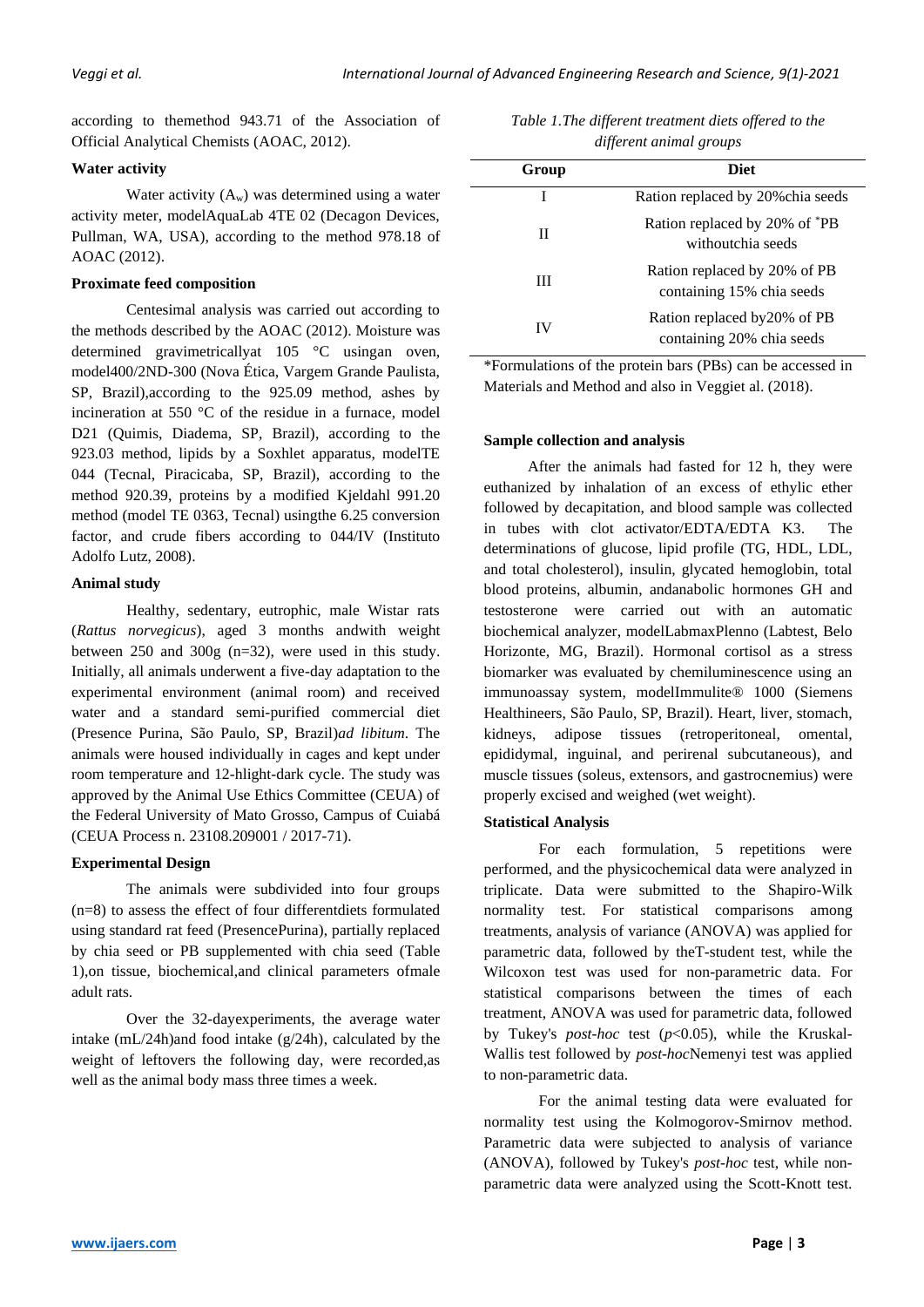according to themethod 943.71 of the Association of Official Analytical Chemists (AOAC, 2012).

**Water activity**

Water activity ($A_w$) was determined using a water activity meter, modelAquaLab 4TE 02 (Decagon Devices, Pullman, WA, USA), according to the method 978.18 of AOAC (2012).

**Proximate feed composition**

Centesimal analysis was carried out according to the methods described by the AOAC (2012). Moisture was determined gravimetricallyat 105 °C usingan oven, model400/2ND-300 (Nova Ética, Vargem Grande Paulista, SP, Brazil),according to the 925.09 method, ashes by incineration at 550 °C of the residue in a furnace, model D21 (Quimis, Diadema, SP, Brazil), according to the 923.03 method, lipids by a Soxhlet apparatus, modelTE 044 (Tecnal, Piracicaba, SP, Brazil), according to the method 920.39, proteins by a modified Kjeldahl 991.20 method (model TE 0363, Tecnal) usingthe 6.25 conversion factor, and crude fibers according to 044/IV (Instituto Adolfo Lutz, 2008).

**Animal study**

Healthy, sedentary, eutrophic, male Wistar rats (*Rattus norvegicus*), aged 3 months andwith weight between 250 and 300g (n=32), were used in this study. Initially, all animals underwent a five-day adaptation to the experimental environment (animal room) and received water and a standard semi-purified commercial diet (Presence Purina, São Paulo, SP, Brazil)*ad libitum*. The animals were housed individually in cages and kept under room temperature and 12-hlight-dark cycle. The study was approved by the Animal Use Ethics Committee (CEUA) of the Federal University of Mato Grosso, Campus of Cuiabá (CEUA Process n. 23108.209001 / 2017-71).

**Experimental Design**

The animals were subdivided into four groups (n=8) to assess the effect of four differentdiets formulated using standard rat feed (PresencePurina), partially replaced by chia seed or PB supplemented with chia seed (Table 1),on tissue, biochemical,and clinical parameters ofmale adult rats.

Over the 32-dayexperiments, the average water intake (mL/24h)and food intake (g/24h), calculated by the weight of leftovers the following day, were recorded,as well as the animal body mass three times a week.

*Table 1.The different treatment diets offered to the different animal groups*

| Group | Diet |
|---|---|
| I | Ration replaced by 20%chia seeds |
| II | Ration replaced by 20% of *PB withoutchia seeds |
| III | Ration replaced by 20% of PB containing 15% chia seeds |
| IV | Ration replaced by20% of PB containing 20% chia seeds |

*Formulations of the protein bars (PBs) can be accessed in Materials and Method and also in Veggiet al. (2018).

**Sample collection and analysis**

After the animals had fasted for 12 h, they were euthanized by inhalation of an excess of ethylic ether followed by decapitation, and blood sample was collected in tubes with clot activator/EDTA/EDTA K3. The determinations of glucose, lipid profile (TG, HDL, LDL, and total cholesterol), insulin, glycated hemoglobin, total blood proteins, albumin, andanabolic hormones GH and testosterone were carried out with an automatic biochemical analyzer, modelLabmaxPlenno (Labtest, Belo Horizonte, MG, Brazil). Hormonal cortisol as a stress biomarker was evaluated by chemiluminescence using an immunoassay system, modelImmulite® 1000 (Siemens Healthineers, São Paulo, SP, Brazil). Heart, liver, stomach, kidneys, adipose tissues (retroperitoneal, omental, epididymal, inguinal, and perirenal subcutaneous), and muscle tissues (soleus, extensors, and gastrocnemius) were properly excised and weighed (wet weight).

**Statistical Analysis**

For each formulation, 5 repetitions were performed, and the physicochemical data were analyzed in triplicate. Data were submitted to the Shapiro-Wilk normality test. For statistical comparisons among treatments, analysis of variance (ANOVA) was applied for parametric data, followed by theT-student test, while the Wilcoxon test was used for non-parametric data. For statistical comparisons between the times of each treatment, ANOVA was used for parametric data, followed by Tukey's *post-hoc* test ($p$<0.05), while the Kruskal-Wallis test followed by *post-hoc*Nemenyi test was applied to non-parametric data.

For the animal testing data were evaluated for normality test using the Kolmogorov-Smirnov method. Parametric data were subjected to analysis of variance (ANOVA), followed by Tukey's *post-hoc* test, while non-parametric data were analyzed using the Scott-Knott test.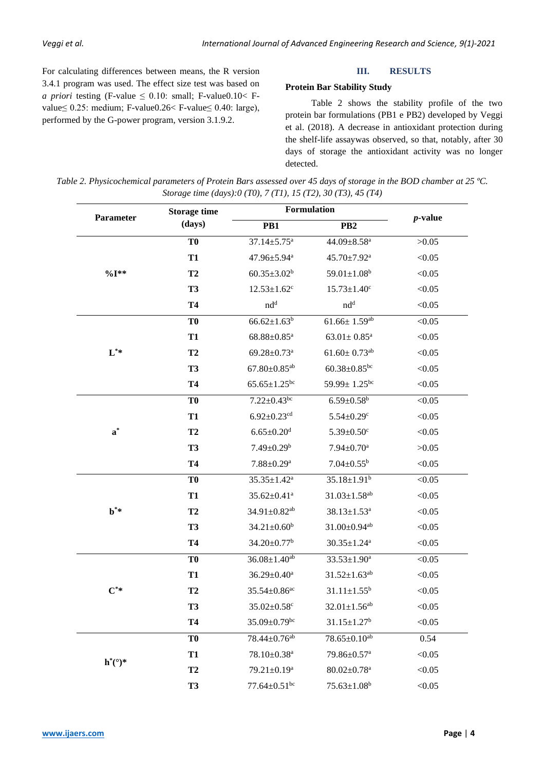For calculating differences between means, the R version 3.4.1 program was used. The effect size test was based on *a priori* testing (F-value ≤ 0.10: small; F-value0.10< F-value≤ 0.25: medium; F-value0.26< F-value≤ 0.40: large), performed by the G-power program, version 3.1.9.2.

## III. RESULTS

### Protein Bar Stability Study

Table 2 shows the stability profile of the two protein bar formulations (PB1 e PB2) developed by Veggi et al. (2018). A decrease in antioxidant protection during the shelf-life assaywas observed, so that, notably, after 30 days of storage the antioxidant activity was no longer detected.

*Table 2. Physicochemical parameters of Protein Bars assessed over 45 days of storage in the BOD chamber at 25 ºC. Storage time (days):0 (T0), 7 (T1), 15 (T2), 30 (T3), 45 (T4)*

| Parameter | Storage time (days) | Formulation | | *p*-value |
|---|---|---|---|---|
| | | PB1 | PB2 | |
| %I** | T0 | 37.14±5.75[a] | 44.09±8.58[a] | >0.05 |
| | T1 | 47.96±5.94[a] | 45.70±7.92[a] | <0.05 |
| | T2 | 60.35±3.02[b] | 59.01±1.08[b] | <0.05 |
| | T3 | 12.53±1.62[c] | 15.73±1.40[c] | <0.05 |
| | T4 | nd[d] | nd[d] | <0.05 |
| $L^*$* | T0 | 66.62±1.63[b] | 61.66± 1.59[ab] | <0.05 |
| | T1 | 68.88±0.85[a] | 63.01± 0.85[a] | <0.05 |
| | T2 | 69.28±0.73[a] | 61.60± 0.73[ab] | <0.05 |
| | T3 | 67.80±0.85[ab] | 60.38±0.85[bc] | <0.05 |
| | T4 | 65.65±1.25[bc] | 59.99± 1.25[bc] | <0.05 |
| $a^*$ | T0 | 7.22±0.43[bc] | 6.59±0.58[b] | <0.05 |
| | T1 | 6.92±0.23[cd] | 5.54±0.29[c] | <0.05 |
| | T2 | 6.65±0.20[d] | 5.39±0.50[c] | <0.05 |
| | T3 | 7.49±0.29[b] | 7.94±0.70[a] | >0.05 |
| | T4 | 7.88±0.29[a] | 7.04±0.55[b] | <0.05 |
| $b^*$* | T0 | 35.35±1.42[a] | 35.18±1.91[b] | <0.05 |
| | T1 | 35.62±0.41[a] | 31.03±1.58[ab] | <0.05 |
| | T2 | 34.91±0.82[ab] | 38.13±1.53[a] | <0.05 |
| | T3 | 34.21±0.60[b] | 31.00±0.94[ab] | <0.05 |
| | T4 | 34.20±0.77[b] | 30.35±1.24[a] | <0.05 |
| $C^*$* | T0 | 36.08±1.40[ab] | 33.53±1.90[a] | <0.05 |
| | T1 | 36.29±0.40[a] | 31.52±1.63[ab] | <0.05 |
| | T2 | 35.54±0.86[ac] | 31.11±1.55[b] | <0.05 |
| | T3 | 35.02±0.58[c] | 32.01±1.56[ab] | <0.05 |
| | T4 | 35.09±0.79[bc] | 31.15±1.27[b] | <0.05 |
| $h^*$(°)* | T0 | 78.44±0.76[ab] | 78.65±0.10[ab] | 0.54 |
| | T1 | 78.10±0.38[a] | 79.86±0.57[a] | <0.05 |
| | T2 | 79.21±0.19[a] | 80.02±0.78[a] | <0.05 |
| | T3 | 77.64±0.51[bc] | 75.63±1.08[b] | <0.05 |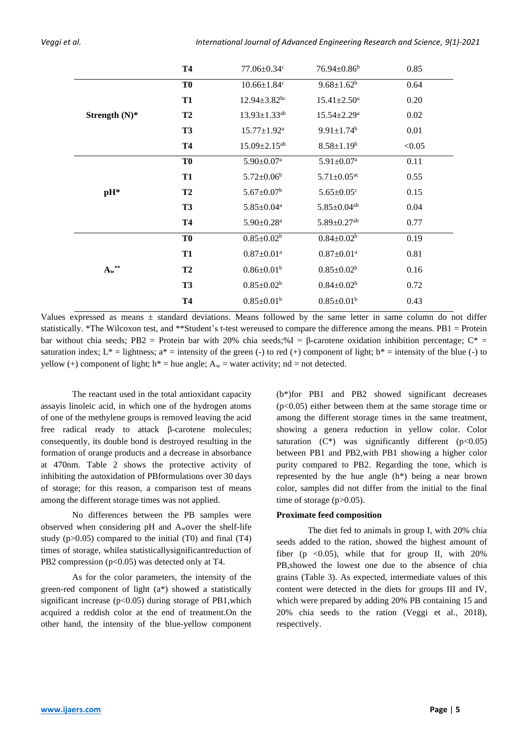| | | | | |
|---|---|---|---|---|
| | T4 | 77.06±0.34$^{c}$ | 76.94±0.86$^{b}$ | 0.85 |
| Strength (N)* | T0 | 10.66±1.84$^{c}$ | 9.68±1.62$^{b}$ | 0.64 |
| | T1 | 12.94±3.82$^{bc}$ | 15.41±2.50$^{a}$ | 0.20 |
| | T2 | 13.93±1.33$^{ab}$ | 15.54±2.29$^{a}$ | 0.02 |
| | T3 | 15.77±1.92$^{a}$ | 9.91±1.74$^{b}$ | 0.01 |
| | T4 | 15.09±2.15$^{ab}$ | 8.58±1.19$^{b}$ | <0.05 |
| pH* | T0 | 5.90±0.07$^{a}$ | 5.91±0.07$^{a}$ | 0.11 |
| | T1 | 5.72±0.06$^{b}$ | 5.71±0.05$^{ac}$ | 0.55 |
| | T2 | 5.67±0.07$^{b}$ | 5.65±0.05$^{c}$ | 0.15 |
| | T3 | 5.85±0.04$^{a}$ | 5.85±0.04$^{ab}$ | 0.04 |
| | T4 | 5.90±0.28$^{a}$ | 5.89±0.27$^{ab}$ | 0.77 |
| $A_w$** | T0 | 0.85±0.02$^{b}$ | 0.84±0.02$^{b}$ | 0.19 |
| | T1 | 0.87±0.01$^{a}$ | 0.87±0.01$^{a}$ | 0.81 |
| | T2 | 0.86±0.01$^{b}$ | 0.85±0.02$^{b}$ | 0.16 |
| | T3 | 0.85±0.02$^{b}$ | 0.84±0.02$^{b}$ | 0.72 |
| | T4 | 0.85±0.01$^{b}$ | 0.85±0.01$^{b}$ | 0.43 |

Values expressed as means ± standard deviations. Means followed by the same letter in same column do not differ statistically. *The Wilcoxon test, and **Student's t-test wereused to compare the difference among the means. PB1 = Protein bar without chia seeds; PB2 = Protein bar with 20% chia seeds;%I = β-carotene oxidation inhibition percentage; C* = saturation index; L* = lightness; a* = intensity of the green (-) to red (+) component of light; b* = intensity of the blue (-) to yellow (+) component of light; h* = hue angle; $A_w$ = water activity; nd = not detected.

The reactant used in the total antioxidant capacity assayis linoleic acid, in which one of the hydrogen atoms of one of the methylene groups is removed leaving the acid free radical ready to attack β-carotene molecules; consequently, its double bond is destroyed resulting in the formation of orange products and a decrease in absorbance at 470nm. Table 2 shows the protective activity of inhibiting the autoxidation of PBformulations over 30 days of storage; for this reason, a comparison test of means among the different storage times was not applied.

No differences between the PB samples were observed when considering pH and $A_w$over the shelf-life study ($p>0.05$) compared to the initial (T0) and final (T4) times of storage, whilea statisticallysignificantreduction of PB2 compression ($p<0.05$) was detected only at T4.

As for the color parameters, the intensity of the green-red component of light (a*) showed a statistically significant increase ($p<0.05$) during storage of PB1,which acquired a reddish color at the end of treatment.On the other hand, the intensity of the blue-yellow component (b*)for PB1 and PB2 showed significant decreases ($p<0.05$) either between them at the same storage time or among the different storage times in the same treatment, showing a genera reduction in yellow color. Color saturation (C*) was significantly different ($p<0.05$) between PB1 and PB2,with PB1 showing a higher color purity compared to PB2. Regarding the tone, which is represented by the hue angle (h*) being a near brown color, samples did not differ from the initial to the final time of storage ($p>0.05$).

**Proximate feed composition**

The diet fed to animals in group I, with 20% chia seeds added to the ration, showed the highest amount of fiber ($p<0.05$), while that for group II, with 20% PB,showed the lowest one due to the absence of chia grains (Table 3). As expected, intermediate values of this content were detected in the diets for groups III and IV, which were prepared by adding 20% PB containing 15 and 20% chia seeds to the ration (Veggi et al., 2018), respectively.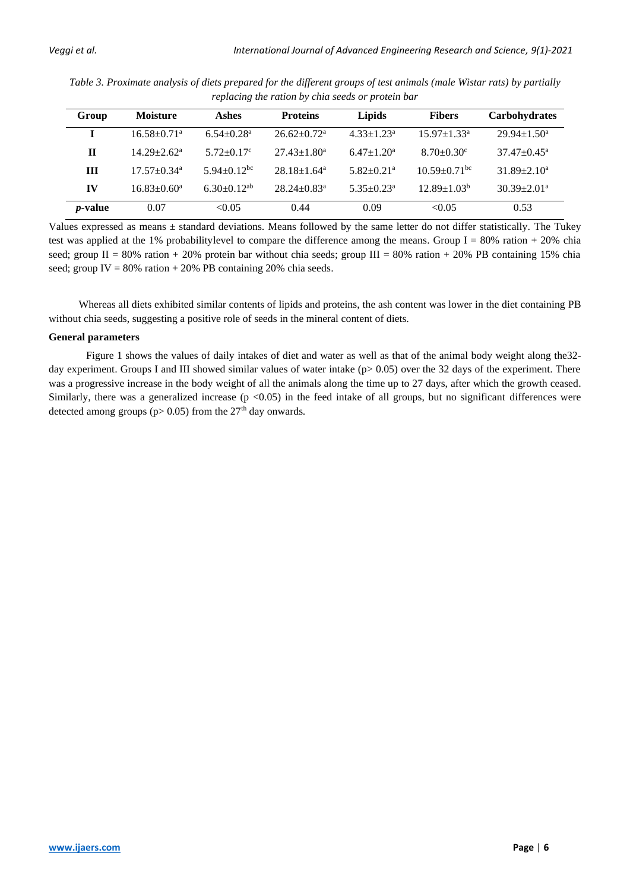*Table 3. Proximate analysis of diets prepared for the different groups of test animals (male Wistar rats) by partially replacing the ration by chia seeds or protein bar*

| Group | Moisture | Ashes | Proteins | Lipids | Fibers | Carbohydrates |
|---|---|---|---|---|---|---|
| **I** | $16.58{\pm}0.71^{a}$ | $6.54{\pm}0.28^{a}$ | $26.62{\pm}0.72^{a}$ | $4.33{\pm}1.23^{a}$ | $15.97{\pm}1.33^{a}$ | $29.94{\pm}1.50^{a}$ |
| **II** | $14.29{\pm}2.62^{a}$ | $5.72{\pm}0.17^{c}$ | $27.43{\pm}1.80^{a}$ | $6.47{\pm}1.20^{a}$ | $8.70{\pm}0.30^{c}$ | $37.47{\pm}0.45^{a}$ |
| **III** | $17.57{\pm}0.34^{a}$ | $5.94{\pm}0.12^{bc}$ | $28.18{\pm}1.64^{a}$ | $5.82{\pm}0.21^{a}$ | $10.59{\pm}0.71^{bc}$ | $31.89{\pm}2.10^{a}$ |
| **IV** | $16.83{\pm}0.60^{a}$ | $6.30{\pm}0.12^{ab}$ | $28.24{\pm}0.83^{a}$ | $5.35{\pm}0.23^{a}$ | $12.89{\pm}1.03^{b}$ | $30.39{\pm}2.01^{a}$ |
| ***p*-value** | 0.07 | <0.05 | 0.44 | 0.09 | <0.05 | 0.53 |

Values expressed as means ± standard deviations. Means followed by the same letter do not differ statistically. The Tukey test was applied at the 1% probabilitylevel to compare the difference among the means. Group I = 80% ration + 20% chia seed; group II = 80% ration + 20% protein bar without chia seeds; group III = 80% ration + 20% PB containing 15% chia seed; group IV = 80% ration + 20% PB containing 20% chia seeds.

Whereas all diets exhibited similar contents of lipids and proteins, the ash content was lower in the diet containing PB without chia seeds, suggesting a positive role of seeds in the mineral content of diets.

**General parameters**

Figure 1 shows the values of daily intakes of diet and water as well as that of the animal body weight along the32-day experiment. Groups I and III showed similar values of water intake ($p > 0.05$) over the 32 days of the experiment. There was a progressive increase in the body weight of all the animals along the time up to 27 days, after which the growth ceased. Similarly, there was a generalized increase ($p < 0.05$) in the feed intake of all groups, but no significant differences were detected among groups ($p > 0.05$) from the 27$^{th}$ day onwards.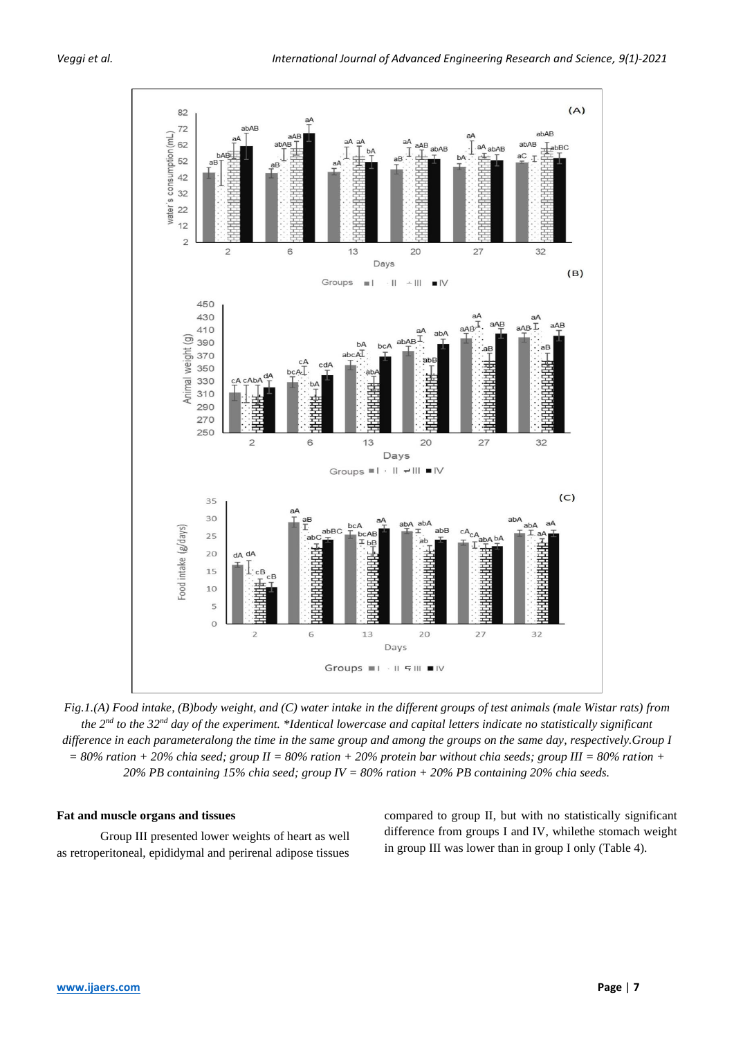*Fig.1.(A) Food intake, (B)body weight, and (C) water intake in the different groups of test animals (male Wistar rats) from the 2nd to the 32nd day of the experiment. *Identical lowercase and capital letters indicate no statistically significant difference in each parameteralong the time in the same group and among the groups on the same day, respectively.Group I = 80% ration + 20% chia seed; group II = 80% ration + 20% protein bar without chia seeds; group III = 80% ration + 20% PB containing 15% chia seed; group IV = 80% ration + 20% PB containing 20% chia seeds.*

#### Fat and muscle organs and tissues

Group III presented lower weights of heart as well as retroperitoneal, epididymal and perirenal adipose tissues compared to group II, but with no statistically significant difference from groups I and IV, whilethe stomach weight in group III was lower than in group I only (Table 4).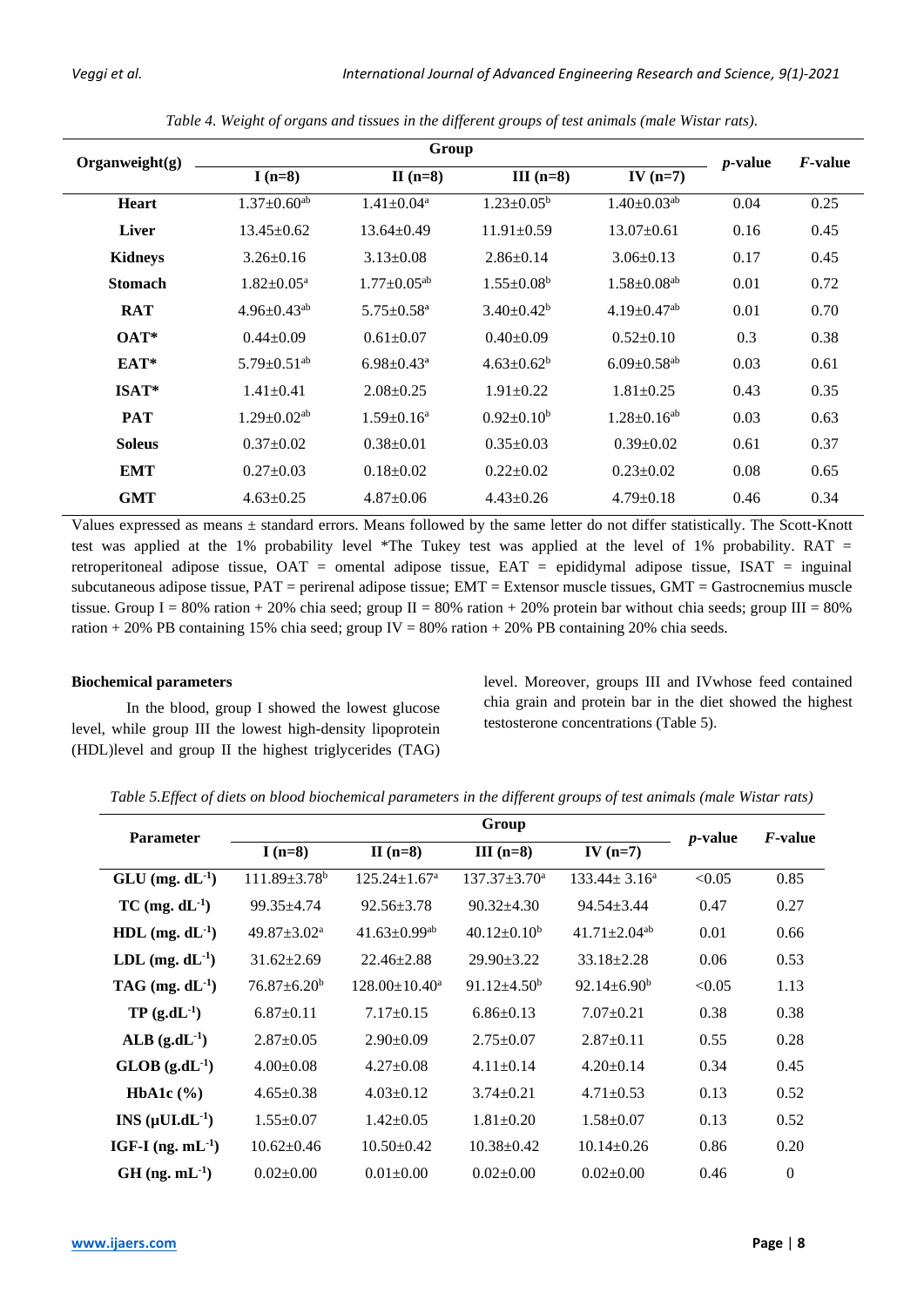*Table 4. Weight of organs and tissues in the different groups of test animals (male Wistar rats).*

| Organweight(g) | Group | | | | *p*-value | *F*-value |
|---|---|---|---|---|---|---|
| | I (n=8) | II (n=8) | III (n=8) | IV (n=7) | | |
| **Heart** | 1.37±0.60[ab] | 1.41±0.04[a] | 1.23±0.05[b] | 1.40±0.03[ab] | 0.04 | 0.25 |
| **Liver** | 13.45±0.62 | 13.64±0.49 | 11.91±0.59 | 13.07±0.61 | 0.16 | 0.45 |
| **Kidneys** | 3.26±0.16 | 3.13±0.08 | 2.86±0.14 | 3.06±0.13 | 0.17 | 0.45 |
| **Stomach** | 1.82±0.05[a] | 1.77±0.05[ab] | 1.55±0.08[b] | 1.58±0.08[ab] | 0.01 | 0.72 |
| **RAT** | 4.96±0.43[ab] | 5.75±0.58[a] | 3.40±0.42[b] | 4.19±0.47[ab] | 0.01 | 0.70 |
| **OAT*** | 0.44±0.09 | 0.61±0.07 | 0.40±0.09 | 0.52±0.10 | 0.3 | 0.38 |
| **EAT*** | 5.79±0.51[ab] | 6.98±0.43[a] | 4.63±0.62[b] | 6.09±0.58[ab] | 0.03 | 0.61 |
| **ISAT*** | 1.41±0.41 | 2.08±0.25 | 1.91±0.22 | 1.81±0.25 | 0.43 | 0.35 |
| **PAT** | 1.29±0.02[ab] | 1.59±0.16[a] | 0.92±0.10[b] | 1.28±0.16[ab] | 0.03 | 0.63 |
| **Soleus** | 0.37±0.02 | 0.38±0.01 | 0.35±0.03 | 0.39±0.02 | 0.61 | 0.37 |
| **EMT** | 0.27±0.03 | 0.18±0.02 | 0.22±0.02 | 0.23±0.02 | 0.08 | 0.65 |
| **GMT** | 4.63±0.25 | 4.87±0.06 | 4.43±0.26 | 4.79±0.18 | 0.46 | 0.34 |

Values expressed as means ± standard errors. Means followed by the same letter do not differ statistically. The Scott-Knott test was applied at the 1% probability level *The Tukey test was applied at the level of 1% probability. RAT = retroperitoneal adipose tissue, OAT = omental adipose tissue, EAT = epididymal adipose tissue, ISAT = inguinal subcutaneous adipose tissue, PAT = perirenal adipose tissue; EMT = Extensor muscle tissues, GMT = Gastrocnemius muscle tissue. Group I = 80% ration + 20% chia seed; group II = 80% ration + 20% protein bar without chia seeds; group III = 80% ration + 20% PB containing 15% chia seed; group IV = 80% ration + 20% PB containing 20% chia seeds.

**Biochemical parameters**

In the blood, group I showed the lowest glucose level, while group III the lowest high-density lipoprotein (HDL)level and group II the highest triglycerides (TAG) level. Moreover, groups III and IVwhose feed contained chia grain and protein bar in the diet showed the highest testosterone concentrations (Table 5).

*Table 5.Effect of diets on blood biochemical parameters in the different groups of test animals (male Wistar rats)*

| Parameter | Group | | | | *p*-value | *F*-value |
|---|---|---|---|---|---|---|
| | I (n=8) | II (n=8) | III (n=8) | IV (n=7) | | |
| **GLU (mg. dL$^{-1}$)** | 111.89±3.78[b] | 125.24±1.67[a] | 137.37±3.70[a] | 133.44± 3.16[a] | <0.05 | 0.85 |
| **TC (mg. dL$^{-1}$)** | 99.35±4.74 | 92.56±3.78 | 90.32±4.30 | 94.54±3.44 | 0.47 | 0.27 |
| **HDL (mg. dL$^{-1}$)** | 49.87±3.02[a] | 41.63±0.99[ab] | 40.12±0.10[b] | 41.71±2.04[ab] | 0.01 | 0.66 |
| **LDL (mg. dL$^{-1}$)** | 31.62±2.69 | 22.46±2.88 | 29.90±3.22 | 33.18±2.28 | 0.06 | 0.53 |
| **TAG (mg. dL$^{-1}$)** | 76.87±6.20[b] | 128.00±10.40[a] | 91.12±4.50[b] | 92.14±6.90[b] | <0.05 | 1.13 |
| **TP (g.dL$^{-1}$)** | 6.87±0.11 | 7.17±0.15 | 6.86±0.13 | 7.07±0.21 | 0.38 | 0.38 |
| **ALB (g.dL$^{-1}$)** | 2.87±0.05 | 2.90±0.09 | 2.75±0.07 | 2.87±0.11 | 0.55 | 0.28 |
| **GLOB (g.dL$^{-1}$)** | 4.00±0.08 | 4.27±0.08 | 4.11±0.14 | 4.20±0.14 | 0.34 | 0.45 |
| **HbA1c (%)** | 4.65±0.38 | 4.03±0.12 | 3.74±0.21 | 4.71±0.53 | 0.13 | 0.52 |
| **INS (μUI.dL$^{-1}$)** | 1.55±0.07 | 1.42±0.05 | 1.81±0.20 | 1.58±0.07 | 0.13 | 0.52 |
| **IGF-I (ng. mL$^{-1}$)** | 10.62±0.46 | 10.50±0.42 | 10.38±0.42 | 10.14±0.26 | 0.86 | 0.20 |
| **GH (ng. mL$^{-1}$)** | 0.02±0.00 | 0.01±0.00 | 0.02±0.00 | 0.02±0.00 | 0.46 | 0 |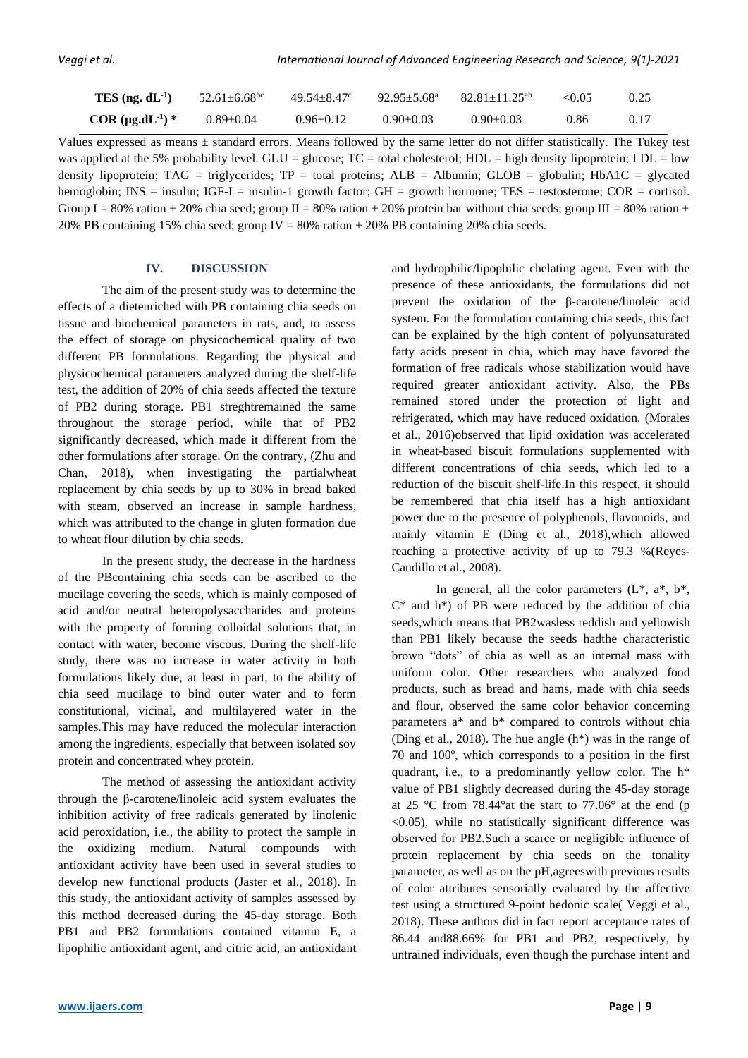| | | | | | | |
|---|---|---|---|---|---|---|
| **TES (ng. dL$^{-1}$)** | 52.61±6.68$^{bc}$ | 49.54±8.47$^{c}$ | 92.95±5.68$^{a}$ | 82.81±11.25$^{ab}$ | <0.05 | 0.25 |
| **COR (μg.dL$^{-1}$) *** | 0.89±0.04 | 0.96±0.12 | 0.90±0.03 | 0.90±0.03 | 0.86 | 0.17 |

Values expressed as means ± standard errors. Means followed by the same letter do not differ statistically. The Tukey test was applied at the 5% probability level. GLU = glucose; TC = total cholesterol; HDL = high density lipoprotein; LDL = low density lipoprotein; TAG = triglycerides; TP = total proteins; ALB = Albumin; GLOB = globulin; HbA1C = glycated hemoglobin; INS = insulin; IGF-I = insulin-1 growth factor; GH = growth hormone; TES = testosterone; COR = cortisol. Group I = 80% ration + 20% chia seed; group II = 80% ration + 20% protein bar without chia seeds; group III = 80% ration + 20% PB containing 15% chia seed; group IV = 80% ration + 20% PB containing 20% chia seeds.

## IV. DISCUSSION

The aim of the present study was to determine the effects of a dietenriched with PB containing chia seeds on tissue and biochemical parameters in rats, and, to assess the effect of storage on physicochemical quality of two different PB formulations. Regarding the physical and physicochemical parameters analyzed during the shelf-life test, the addition of 20% of chia seeds affected the texture of PB2 during storage. PB1 streghtremained the same throughout the storage period, while that of PB2 significantly decreased, which made it different from the other formulations after storage. On the contrary, (Zhu and Chan, 2018), when investigating the partialwheat replacement by chia seeds by up to 30% in bread baked with steam, observed an increase in sample hardness, which was attributed to the change in gluten formation due to wheat flour dilution by chia seeds.

In the present study, the decrease in the hardness of the PBcontaining chia seeds can be ascribed to the mucilage covering the seeds, which is mainly composed of acid and/or neutral heteropolysaccharides and proteins with the property of forming colloidal solutions that, in contact with water, become viscous. During the shelf-life study, there was no increase in water activity in both formulations likely due, at least in part, to the ability of chia seed mucilage to bind outer water and to form constitutional, vicinal, and multilayered water in the samples.This may have reduced the molecular interaction among the ingredients, especially that between isolated soy protein and concentrated whey protein.

The method of assessing the antioxidant activity through the β-carotene/linoleic acid system evaluates the inhibition activity of free radicals generated by linolenic acid peroxidation, i.e., the ability to protect the sample in the oxidizing medium. Natural compounds with antioxidant activity have been used in several studies to develop new functional products (Jaster et al., 2018). In this study, the antioxidant activity of samples assessed by this method decreased during the 45-day storage. Both PB1 and PB2 formulations contained vitamin E, a lipophilic antioxidant agent, and citric acid, an antioxidant and hydrophilic/lipophilic chelating agent. Even with the presence of these antioxidants, the formulations did not prevent the oxidation of the β-carotene/linoleic acid system. For the formulation containing chia seeds, this fact can be explained by the high content of polyunsaturated fatty acids present in chia, which may have favored the formation of free radicals whose stabilization would have required greater antioxidant activity. Also, the PBs remained stored under the protection of light and refrigerated, which may have reduced oxidation. (Morales et al., 2016)observed that lipid oxidation was accelerated in wheat-based biscuit formulations supplemented with different concentrations of chia seeds, which led to a reduction of the biscuit shelf-life.In this respect, it should be remembered that chia itself has a high antioxidant power due to the presence of polyphenols, flavonoids, and mainly vitamin E (Ding et al., 2018),which allowed reaching a protective activity of up to 79.3 %(Reyes-Caudillo et al., 2008).

In general, all the color parameters (L*, a*, b*, C* and h*) of PB were reduced by the addition of chia seeds,which means that PB2wasless reddish and yellowish than PB1 likely because the seeds hadthe characteristic brown "dots" of chia as well as an internal mass with uniform color. Other researchers who analyzed food products, such as bread and hams, made with chia seeds and flour, observed the same color behavior concerning parameters a* and b* compared to controls without chia (Ding et al., 2018). The hue angle (h*) was in the range of 70 and 100º, which corresponds to a position in the first quadrant, i.e., to a predominantly yellow color. The h* value of PB1 slightly decreased during the 45-day storage at 25 °C from 78.44°at the start to 77.06° at the end ($p < 0.05$), while no statistically significant difference was observed for PB2.Such a scarce or negligible influence of protein replacement by chia seeds on the tonality parameter, as well as on the pH,agreeswith previous results of color attributes sensorially evaluated by the affective test using a structured 9-point hedonic scale( Veggi et al., 2018). These authors did in fact report acceptance rates of 86.44 and88.66% for PB1 and PB2, respectively, by untrained individuals, even though the purchase intent and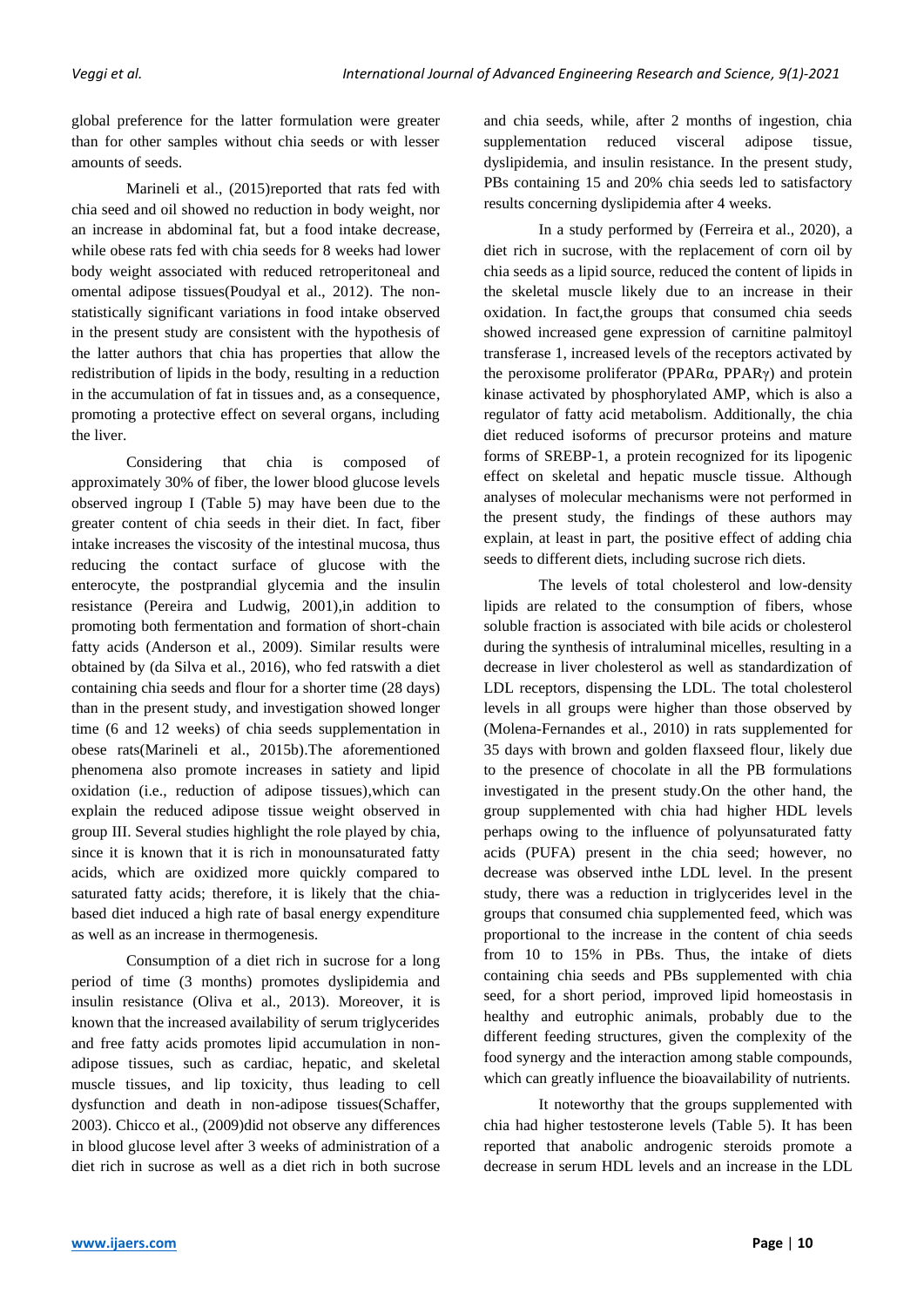global preference for the latter formulation were greater than for other samples without chia seeds or with lesser amounts of seeds.

Marineli et al., (2015)reported that rats fed with chia seed and oil showed no reduction in body weight, nor an increase in abdominal fat, but a food intake decrease, while obese rats fed with chia seeds for 8 weeks had lower body weight associated with reduced retroperitoneal and omental adipose tissues(Poudyal et al., 2012). The non-statistically significant variations in food intake observed in the present study are consistent with the hypothesis of the latter authors that chia has properties that allow the redistribution of lipids in the body, resulting in a reduction in the accumulation of fat in tissues and, as a consequence, promoting a protective effect on several organs, including the liver.

Considering that chia is composed of approximately 30% of fiber, the lower blood glucose levels observed ingroup I (Table 5) may have been due to the greater content of chia seeds in their diet. In fact, fiber intake increases the viscosity of the intestinal mucosa, thus reducing the contact surface of glucose with the enterocyte, the postprandial glycemia and the insulin resistance (Pereira and Ludwig, 2001),in addition to promoting both fermentation and formation of short-chain fatty acids (Anderson et al., 2009). Similar results were obtained by (da Silva et al., 2016), who fed ratswith a diet containing chia seeds and flour for a shorter time (28 days) than in the present study, and investigation showed longer time (6 and 12 weeks) of chia seeds supplementation in obese rats(Marineli et al., 2015b).The aforementioned phenomena also promote increases in satiety and lipid oxidation (i.e., reduction of adipose tissues),which can explain the reduced adipose tissue weight observed in group III. Several studies highlight the role played by chia, since it is known that it is rich in monounsaturated fatty acids, which are oxidized more quickly compared to saturated fatty acids; therefore, it is likely that the chia-based diet induced a high rate of basal energy expenditure as well as an increase in thermogenesis.

Consumption of a diet rich in sucrose for a long period of time (3 months) promotes dyslipidemia and insulin resistance (Oliva et al., 2013). Moreover, it is known that the increased availability of serum triglycerides and free fatty acids promotes lipid accumulation in non-adipose tissues, such as cardiac, hepatic, and skeletal muscle tissues, and lip toxicity, thus leading to cell dysfunction and death in non-adipose tissues(Schaffer, 2003). Chicco et al., (2009)did not observe any differences in blood glucose level after 3 weeks of administration of a diet rich in sucrose as well as a diet rich in both sucrose and chia seeds, while, after 2 months of ingestion, chia supplementation reduced visceral adipose tissue, dyslipidemia, and insulin resistance. In the present study, PBs containing 15 and 20% chia seeds led to satisfactory results concerning dyslipidemia after 4 weeks.

In a study performed by (Ferreira et al., 2020), a diet rich in sucrose, with the replacement of corn oil by chia seeds as a lipid source, reduced the content of lipids in the skeletal muscle likely due to an increase in their oxidation. In fact,the groups that consumed chia seeds showed increased gene expression of carnitine palmitoyl transferase 1, increased levels of the receptors activated by the peroxisome proliferator (PPARα, PPARγ) and protein kinase activated by phosphorylated AMP, which is also a regulator of fatty acid metabolism. Additionally, the chia diet reduced isoforms of precursor proteins and mature forms of SREBP-1, a protein recognized for its lipogenic effect on skeletal and hepatic muscle tissue. Although analyses of molecular mechanisms were not performed in the present study, the findings of these authors may explain, at least in part, the positive effect of adding chia seeds to different diets, including sucrose rich diets.

The levels of total cholesterol and low-density lipids are related to the consumption of fibers, whose soluble fraction is associated with bile acids or cholesterol during the synthesis of intraluminal micelles, resulting in a decrease in liver cholesterol as well as standardization of LDL receptors, dispensing the LDL. The total cholesterol levels in all groups were higher than those observed by (Molena-Fernandes et al., 2010) in rats supplemented for 35 days with brown and golden flaxseed flour, likely due to the presence of chocolate in all the PB formulations investigated in the present study.On the other hand, the group supplemented with chia had higher HDL levels perhaps owing to the influence of polyunsaturated fatty acids (PUFA) present in the chia seed; however, no decrease was observed inthe LDL level. In the present study, there was a reduction in triglycerides level in the groups that consumed chia supplemented feed, which was proportional to the increase in the content of chia seeds from 10 to 15% in PBs. Thus, the intake of diets containing chia seeds and PBs supplemented with chia seed, for a short period, improved lipid homeostasis in healthy and eutrophic animals, probably due to the different feeding structures, given the complexity of the food synergy and the interaction among stable compounds, which can greatly influence the bioavailability of nutrients.

It noteworthy that the groups supplemented with chia had higher testosterone levels (Table 5). It has been reported that anabolic androgenic steroids promote a decrease in serum HDL levels and an increase in the LDL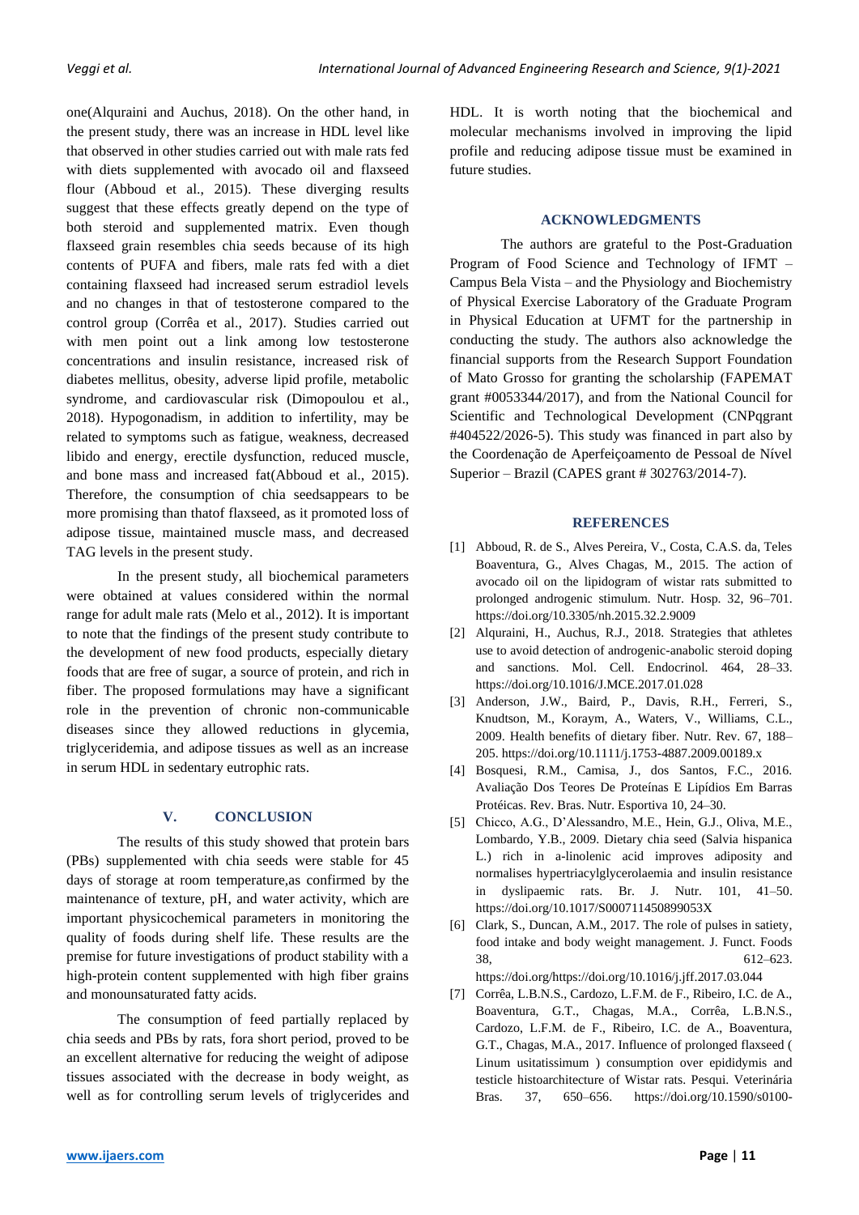one(Alquraini and Auchus, 2018). On the other hand, in the present study, there was an increase in HDL level like that observed in other studies carried out with male rats fed with diets supplemented with avocado oil and flaxseed flour (Abboud et al., 2015). These diverging results suggest that these effects greatly depend on the type of both steroid and supplemented matrix. Even though flaxseed grain resembles chia seeds because of its high contents of PUFA and fibers, male rats fed with a diet containing flaxseed had increased serum estradiol levels and no changes in that of testosterone compared to the control group (Corrêa et al., 2017). Studies carried out with men point out a link among low testosterone concentrations and insulin resistance, increased risk of diabetes mellitus, obesity, adverse lipid profile, metabolic syndrome, and cardiovascular risk (Dimopoulou et al., 2018). Hypogonadism, in addition to infertility, may be related to symptoms such as fatigue, weakness, decreased libido and energy, erectile dysfunction, reduced muscle, and bone mass and increased fat(Abboud et al., 2015). Therefore, the consumption of chia seedsappears to be more promising than thatof flaxseed, as it promoted loss of adipose tissue, maintained muscle mass, and decreased TAG levels in the present study.

In the present study, all biochemical parameters were obtained at values considered within the normal range for adult male rats (Melo et al., 2012). It is important to note that the findings of the present study contribute to the development of new food products, especially dietary foods that are free of sugar, a source of protein, and rich in fiber. The proposed formulations may have a significant role in the prevention of chronic non-communicable diseases since they allowed reductions in glycemia, triglyceridemia, and adipose tissues as well as an increase in serum HDL in sedentary eutrophic rats.

## V. CONCLUSION

The results of this study showed that protein bars (PBs) supplemented with chia seeds were stable for 45 days of storage at room temperature,as confirmed by the maintenance of texture, pH, and water activity, which are important physicochemical parameters in monitoring the quality of foods during shelf life. These results are the premise for future investigations of product stability with a high-protein content supplemented with high fiber grains and monounsaturated fatty acids.

The consumption of feed partially replaced by chia seeds and PBs by rats, fora short period, proved to be an excellent alternative for reducing the weight of adipose tissues associated with the decrease in body weight, as well as for controlling serum levels of triglycerides and HDL. It is worth noting that the biochemical and molecular mechanisms involved in improving the lipid profile and reducing adipose tissue must be examined in future studies.

## ACKNOWLEDGMENTS

The authors are grateful to the Post-Graduation Program of Food Science and Technology of IFMT – Campus Bela Vista – and the Physiology and Biochemistry of Physical Exercise Laboratory of the Graduate Program in Physical Education at UFMT for the partnership in conducting the study. The authors also acknowledge the financial supports from the Research Support Foundation of Mato Grosso for granting the scholarship (FAPEMAT grant #0053344/2017), and from the National Council for Scientific and Technological Development (CNPqgrant #404522/2026-5). This study was financed in part also by the Coordenação de Aperfeiçoamento de Pessoal de Nível Superior – Brazil (CAPES grant # 302763/2014-7).

## REFERENCES

[1] Abboud, R. de S., Alves Pereira, V., Costa, C.A.S. da, Teles Boaventura, G., Alves Chagas, M., 2015. The action of avocado oil on the lipidogram of wistar rats submitted to prolonged androgenic stimulum. Nutr. Hosp. 32, 96–701. https://doi.org/10.3305/nh.2015.32.2.9009

[2] Alquraini, H., Auchus, R.J., 2018. Strategies that athletes use to avoid detection of androgenic-anabolic steroid doping and sanctions. Mol. Cell. Endocrinol. 464, 28–33. https://doi.org/10.1016/J.MCE.2017.01.028

[3] Anderson, J.W., Baird, P., Davis, R.H., Ferreri, S., Knudtson, M., Koraym, A., Waters, V., Williams, C.L., 2009. Health benefits of dietary fiber. Nutr. Rev. 67, 188–205. https://doi.org/10.1111/j.1753-4887.2009.00189.x

[4] Bosquesi, R.M., Camisa, J., dos Santos, F.C., 2016. Avaliação Dos Teores De Proteínas E Lipídios Em Barras Protéicas. Rev. Bras. Nutr. Esportiva 10, 24–30.

[5] Chicco, A.G., D'Alessandro, M.E., Hein, G.J., Oliva, M.E., Lombardo, Y.B., 2009. Dietary chia seed (Salvia hispanica L.) rich in a-linolenic acid improves adiposity and normalises hypertriacylglycerolaemia and insulin resistance in dyslipaemic rats. Br. J. Nutr. 101, 41–50. https://doi.org/10.1017/S000711450899053X

[6] Clark, S., Duncan, A.M., 2017. The role of pulses in satiety, food intake and body weight management. J. Funct. Foods 38, 612–623. https://doi.org/https://doi.org/10.1016/j.jff.2017.03.044

[7] Corrêa, L.B.N.S., Cardozo, L.F.M. de F., Ribeiro, I.C. de A., Boaventura, G.T., Chagas, M.A., Corrêa, L.B.N.S., Cardozo, L.F.M. de F., Ribeiro, I.C. de A., Boaventura, G.T., Chagas, M.A., 2017. Influence of prolonged flaxseed ( Linum usitatissimum ) consumption over epididymis and testicle histoarchitecture of Wistar rats. Pesqui. Veterinária Bras. 37, 650–656. https://doi.org/10.1590/s0100-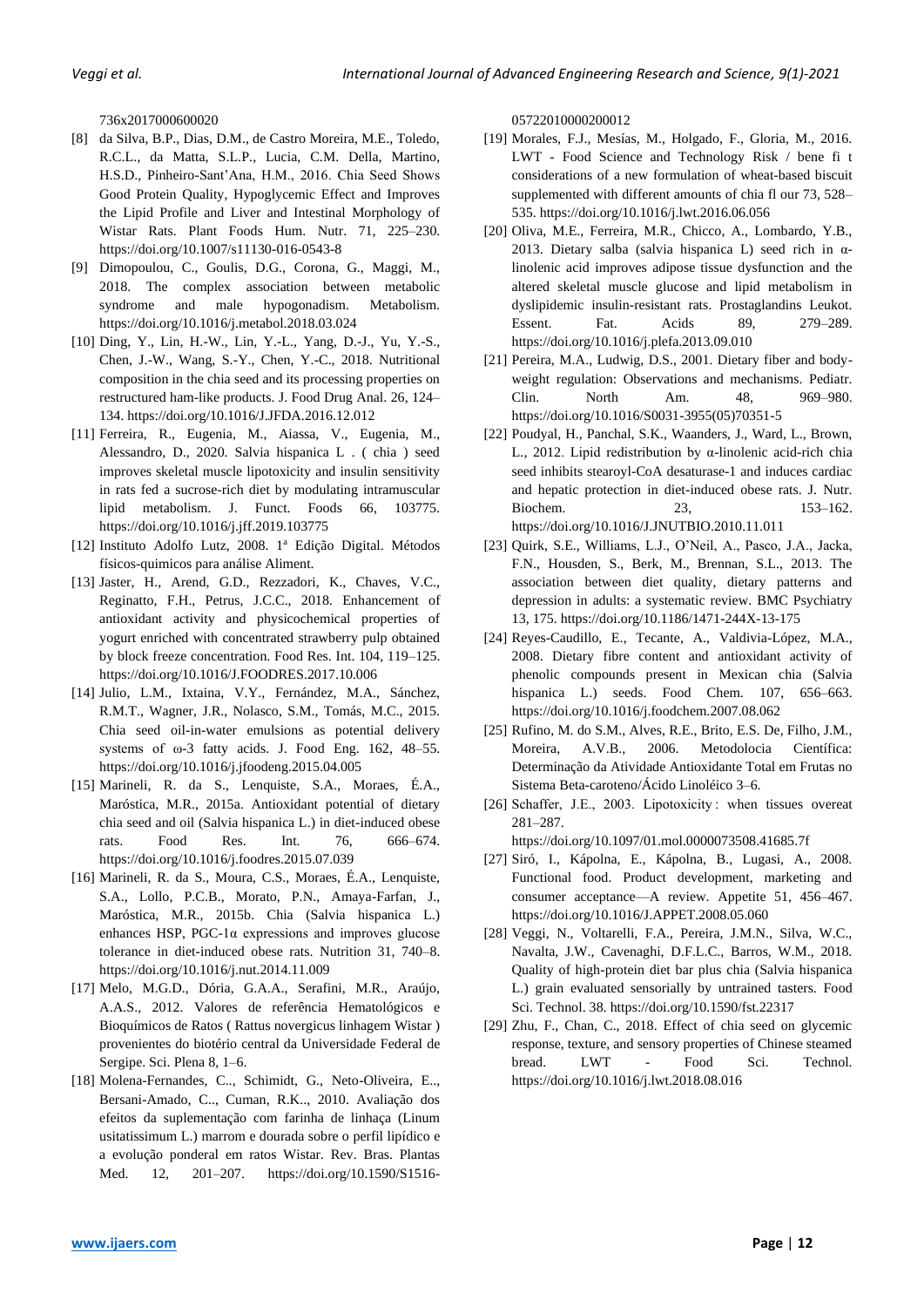736x2017000600020

[8] da Silva, B.P., Dias, D.M., de Castro Moreira, M.E., Toledo, R.C.L., da Matta, S.L.P., Lucia, C.M. Della, Martino, H.S.D., Pinheiro-Sant'Ana, H.M., 2016. Chia Seed Shows Good Protein Quality, Hypoglycemic Effect and Improves the Lipid Profile and Liver and Intestinal Morphology of Wistar Rats. Plant Foods Hum. Nutr. 71, 225–230. https://doi.org/10.1007/s11130-016-0543-8

[9] Dimopoulou, C., Goulis, D.G., Corona, G., Maggi, M., 2018. The complex association between metabolic syndrome and male hypogonadism. Metabolism. https://doi.org/10.1016/j.metabol.2018.03.024

[10] Ding, Y., Lin, H.-W., Lin, Y.-L., Yang, D.-J., Yu, Y.-S., Chen, J.-W., Wang, S.-Y., Chen, Y.-C., 2018. Nutritional composition in the chia seed and its processing properties on restructured ham-like products. J. Food Drug Anal. 26, 124–134. https://doi.org/10.1016/J.JFDA.2016.12.012

[11] Ferreira, R., Eugenia, M., Aiassa, V., Eugenia, M., Alessandro, D., 2020. Salvia hispanica L . ( chia ) seed improves skeletal muscle lipotoxicity and insulin sensitivity in rats fed a sucrose-rich diet by modulating intramuscular lipid metabolism. J. Funct. Foods 66, 103775. https://doi.org/10.1016/j.jff.2019.103775

[12] Instituto Adolfo Lutz, 2008. 1ª Edição Digital. Métodos físicos-quimicos para análise Aliment.

[13] Jaster, H., Arend, G.D., Rezzadori, K., Chaves, V.C., Reginatto, F.H., Petrus, J.C.C., 2018. Enhancement of antioxidant activity and physicochemical properties of yogurt enriched with concentrated strawberry pulp obtained by block freeze concentration. Food Res. Int. 104, 119–125. https://doi.org/10.1016/J.FOODRES.2017.10.006

[14] Julio, L.M., Ixtaina, V.Y., Fernández, M.A., Sánchez, R.M.T., Wagner, J.R., Nolasco, S.M., Tomás, M.C., 2015. Chia seed oil-in-water emulsions as potential delivery systems of ω-3 fatty acids. J. Food Eng. 162, 48–55. https://doi.org/10.1016/j.jfoodeng.2015.04.005

[15] Marineli, R. da S., Lenquiste, S.A., Moraes, É.A., Maróstica, M.R., 2015a. Antioxidant potential of dietary chia seed and oil (Salvia hispanica L.) in diet-induced obese rats. Food Res. Int. 76, 666–674. https://doi.org/10.1016/j.foodres.2015.07.039

[16] Marineli, R. da S., Moura, C.S., Moraes, É.A., Lenquiste, S.A., Lollo, P.C.B., Morato, P.N., Amaya-Farfan, J., Maróstica, M.R., 2015b. Chia (Salvia hispanica L.) enhances HSP, PGC-1α expressions and improves glucose tolerance in diet-induced obese rats. Nutrition 31, 740–8. https://doi.org/10.1016/j.nut.2014.11.009

[17] Melo, M.G.D., Dória, G.A.A., Serafini, M.R., Araújo, A.A.S., 2012. Valores de referência Hematológicos e Bioquímicos de Ratos ( Rattus novergicus linhagem Wistar ) provenientes do biotério central da Universidade Federal de Sergipe. Sci. Plena 8, 1–6.

[18] Molena-Fernandes, C.., Schimidt, G., Neto-Oliveira, E.., Bersani-Amado, C.., Cuman, R.K.., 2010. Avaliação dos efeitos da suplementação com farinha de linhaça (Linum usitatissimum L.) marrom e dourada sobre o perfil lipídico e a evolução ponderal em ratos Wistar. Rev. Bras. Plantas Med. 12, 201–207. https://doi.org/10.1590/S1516-05722010000200012

[19] Morales, F.J., Mesías, M., Holgado, F., Gloria, M., 2016. LWT - Food Science and Technology Risk / bene fi t considerations of a new formulation of wheat-based biscuit supplemented with different amounts of chia fl our 73, 528–535. https://doi.org/10.1016/j.lwt.2016.06.056

[20] Oliva, M.E., Ferreira, M.R., Chicco, A., Lombardo, Y.B., 2013. Dietary salba (salvia hispanica L) seed rich in α-linolenic acid improves adipose tissue dysfunction and the altered skeletal muscle glucose and lipid metabolism in dyslipidemic insulin-resistant rats. Prostaglandins Leukot. Essent. Fat. Acids 89, 279–289. https://doi.org/10.1016/j.plefa.2013.09.010

[21] Pereira, M.A., Ludwig, D.S., 2001. Dietary fiber and body-weight regulation: Observations and mechanisms. Pediatr. Clin. North Am. 48, 969–980. https://doi.org/10.1016/S0031-3955(05)70351-5

[22] Poudyal, H., Panchal, S.K., Waanders, J., Ward, L., Brown, L., 2012. Lipid redistribution by α-linolenic acid-rich chia seed inhibits stearoyl-CoA desaturase-1 and induces cardiac and hepatic protection in diet-induced obese rats. J. Nutr. Biochem. 23, 153–162. https://doi.org/10.1016/J.JNUTBIO.2010.11.011

[23] Quirk, S.E., Williams, L.J., O'Neil, A., Pasco, J.A., Jacka, F.N., Housden, S., Berk, M., Brennan, S.L., 2013. The association between diet quality, dietary patterns and depression in adults: a systematic review. BMC Psychiatry 13, 175. https://doi.org/10.1186/1471-244X-13-175

[24] Reyes-Caudillo, E., Tecante, A., Valdivia-López, M.A., 2008. Dietary fibre content and antioxidant activity of phenolic compounds present in Mexican chia (Salvia hispanica L.) seeds. Food Chem. 107, 656–663. https://doi.org/10.1016/j.foodchem.2007.08.062

[25] Rufino, M. do S.M., Alves, R.E., Brito, E.S. De, Filho, J.M., Moreira, A.V.B., 2006. Metodolocia Científica: Determinação da Atividade Antioxidante Total em Frutas no Sistema Beta-caroteno/Ácido Linoléico 3–6.

[26] Schaffer, J.E., 2003. Lipotoxicity : when tissues overeat 281–287. https://doi.org/10.1097/01.mol.0000073508.41685.7f

[27] Siró, I., Kápolna, E., Kápolna, B., Lugasi, A., 2008. Functional food. Product development, marketing and consumer acceptance—A review. Appetite 51, 456–467. https://doi.org/10.1016/J.APPET.2008.05.060

[28] Veggi, N., Voltarelli, F.A., Pereira, J.M.N., Silva, W.C., Navalta, J.W., Cavenaghi, D.F.L.C., Barros, W.M., 2018. Quality of high-protein diet bar plus chia (Salvia hispanica L.) grain evaluated sensorially by untrained tasters. Food Sci. Technol. 38. https://doi.org/10.1590/fst.22317

[29] Zhu, F., Chan, C., 2018. Effect of chia seed on glycemic response, texture, and sensory properties of Chinese steamed bread. LWT - Food Sci. Technol. https://doi.org/10.1016/j.lwt.2018.08.016